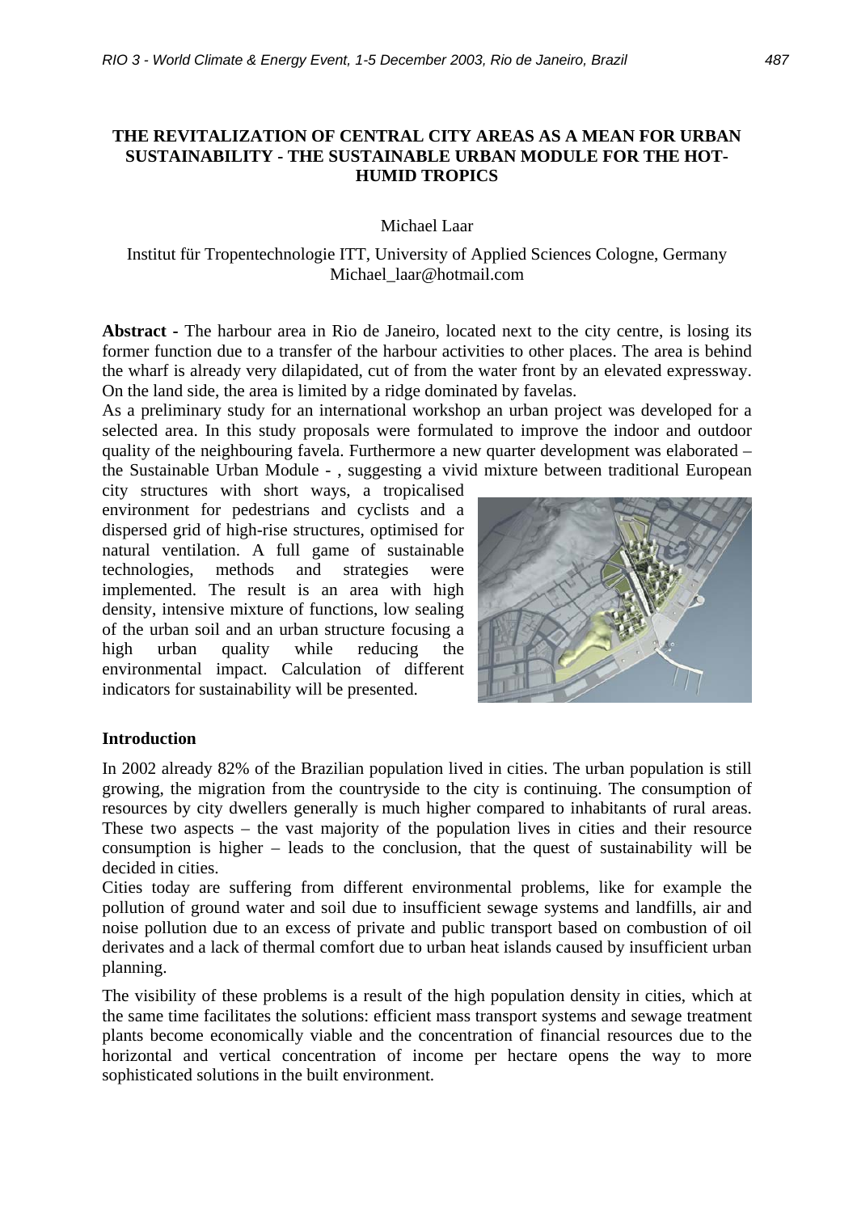# THE REVITALIZATION OF CENTRAL CITY AREAS AS A MEAN FOR URBAN SUSTAINABILITY - THE SUSTAINABLE URBAN MODULE FOR THE HOT-HUMID TROPICS

Michael Laar

Institut für Tropentechnologie ITT, University of Applied Sciences Cologne, Germany
Michael_laar@hotmail.com

**Abstract -** The harbour area in Rio de Janeiro, located next to the city centre, is losing its former function due to a transfer of the harbour activities to other places. The area is behind the wharf is already very dilapidated, cut of from the water front by an elevated expressway. On the land side, the area is limited by a ridge dominated by favelas.

As a preliminary study for an international workshop an urban project was developed for a selected area. In this study proposals were formulated to improve the indoor and outdoor quality of the neighbouring favela. Furthermore a new quarter development was elaborated – the Sustainable Urban Module - , suggesting a vivid mixture between traditional European city structures with short ways, a tropicalised environment for pedestrians and cyclists and a dispersed grid of high-rise structures, optimised for natural ventilation. A full game of sustainable technologies, methods and strategies were implemented. The result is an area with high density, intensive mixture of functions, low sealing of the urban soil and an urban structure focusing a high urban quality while reducing the environmental impact. Calculation of different indicators for sustainability will be presented.

## Introduction

In 2002 already 82% of the Brazilian population lived in cities. The urban population is still growing, the migration from the countryside to the city is continuing. The consumption of resources by city dwellers generally is much higher compared to inhabitants of rural areas. These two aspects – the vast majority of the population lives in cities and their resource consumption is higher – leads to the conclusion, that the quest of sustainability will be decided in cities.

Cities today are suffering from different environmental problems, like for example the pollution of ground water and soil due to insufficient sewage systems and landfills, air and noise pollution due to an excess of private and public transport based on combustion of oil derivates and a lack of thermal comfort due to urban heat islands caused by insufficient urban planning.

The visibility of these problems is a result of the high population density in cities, which at the same time facilitates the solutions: efficient mass transport systems and sewage treatment plants become economically viable and the concentration of financial resources due to the horizontal and vertical concentration of income per hectare opens the way to more sophisticated solutions in the built environment.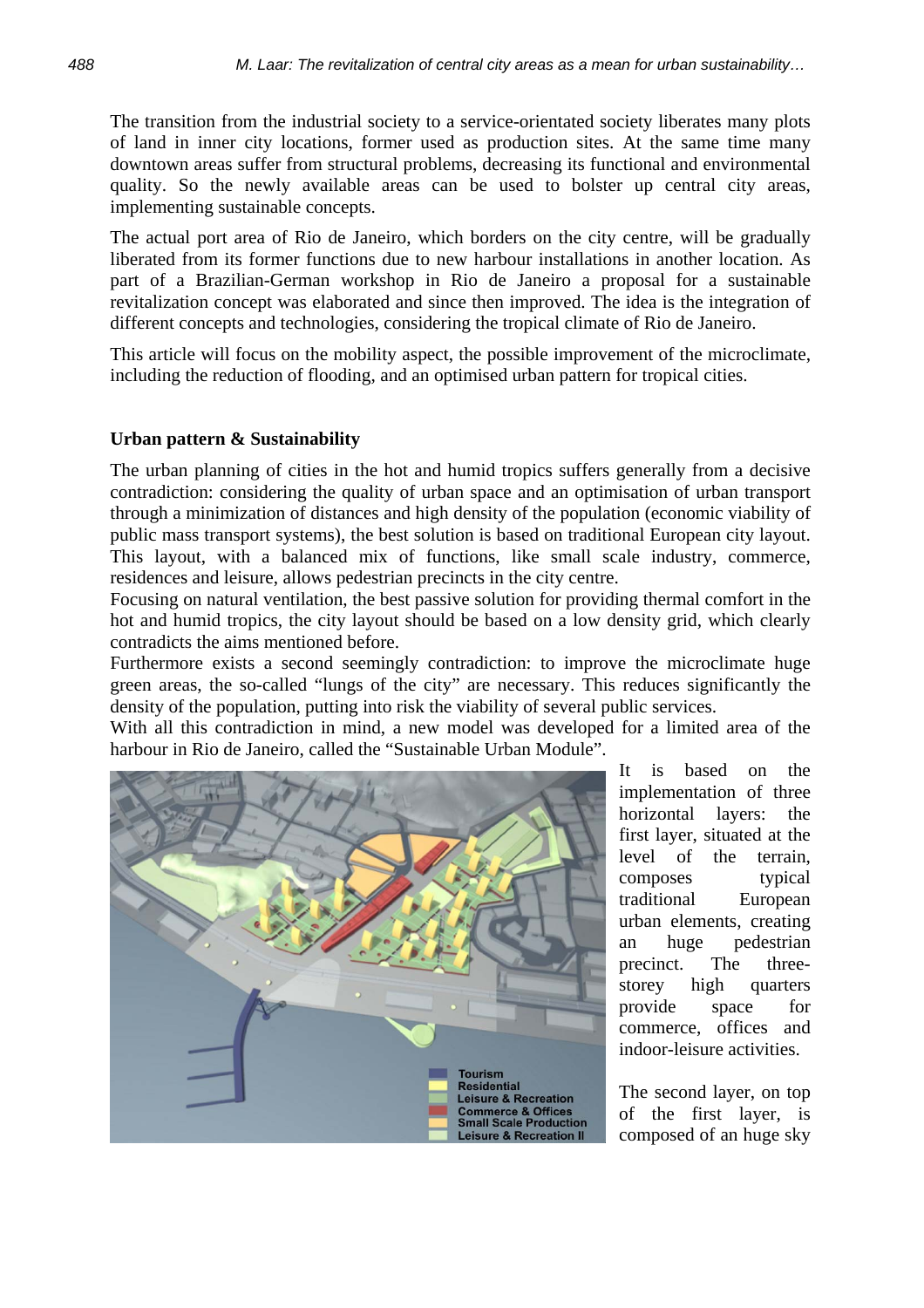The transition from the industrial society to a service-orientated society liberates many plots of land in inner city locations, former used as production sites. At the same time many downtown areas suffer from structural problems, decreasing its functional and environmental quality. So the newly available areas can be used to bolster up central city areas, implementing sustainable concepts.

The actual port area of Rio de Janeiro, which borders on the city centre, will be gradually liberated from its former functions due to new harbour installations in another location. As part of a Brazilian-German workshop in Rio de Janeiro a proposal for a sustainable revitalization concept was elaborated and since then improved. The idea is the integration of different concepts and technologies, considering the tropical climate of Rio de Janeiro.

This article will focus on the mobility aspect, the possible improvement of the microclimate, including the reduction of flooding, and an optimised urban pattern for tropical cities.

**Urban pattern & Sustainability**

The urban planning of cities in the hot and humid tropics suffers generally from a decisive contradiction: considering the quality of urban space and an optimisation of urban transport through a minimization of distances and high density of the population (economic viability of public mass transport systems), the best solution is based on traditional European city layout. This layout, with a balanced mix of functions, like small scale industry, commerce, residences and leisure, allows pedestrian precincts in the city centre.

Focusing on natural ventilation, the best passive solution for providing thermal comfort in the hot and humid tropics, the city layout should be based on a low density grid, which clearly contradicts the aims mentioned before.

Furthermore exists a second seemingly contradiction: to improve the microclimate huge green areas, the so-called "lungs of the city" are necessary. This reduces significantly the density of the population, putting into risk the viability of several public services.

With all this contradiction in mind, a new model was developed for a limited area of the harbour in Rio de Janeiro, called the "Sustainable Urban Module".

It is based on the implementation of three horizontal layers: the first layer, situated at the level of the terrain, composes typical traditional European urban elements, creating an huge pedestrian precinct. The three-storey high quarters provide space for commerce, offices and indoor-leisure activities.

The second layer, on top of the first layer, is composed of an huge sky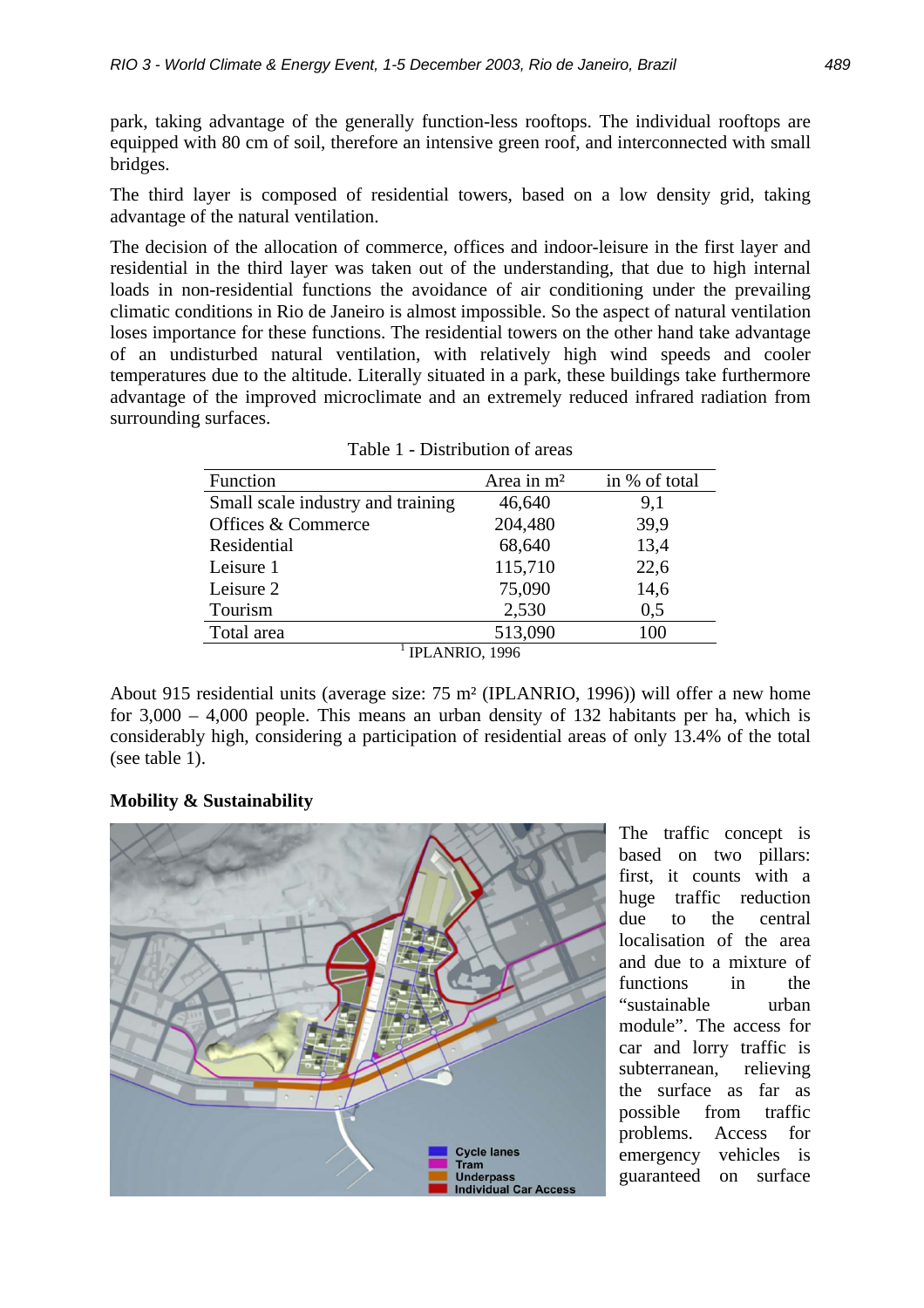park, taking advantage of the generally function-less rooftops. The individual rooftops are equipped with 80 cm of soil, therefore an intensive green roof, and interconnected with small bridges.

The third layer is composed of residential towers, based on a low density grid, taking advantage of the natural ventilation.

The decision of the allocation of commerce, offices and indoor-leisure in the first layer and residential in the third layer was taken out of the understanding, that due to high internal loads in non-residential functions the avoidance of air conditioning under the prevailing climatic conditions in Rio de Janeiro is almost impossible. So the aspect of natural ventilation loses importance for these functions. The residential towers on the other hand take advantage of an undisturbed natural ventilation, with relatively high wind speeds and cooler temperatures due to the altitude. Literally situated in a park, these buildings take furthermore advantage of the improved microclimate and an extremely reduced infrared radiation from surrounding surfaces.

Table 1 - Distribution of areas

| Function | Area in m² | in % of total |
|---|---|---|
| Small scale industry and training | 46,640 | 9,1 |
| Offices & Commerce | 204,480 | 39,9 |
| Residential | 68,640 | 13,4 |
| Leisure 1 | 115,710 | 22,6 |
| Leisure 2 | 75,090 | 14,6 |
| Tourism | 2,530 | 0,5 |
| Total area | 513,090 | 100 |

[1] IPLANRIO, 1996

About 915 residential units (average size: 75 m² (IPLANRIO, 1996)) will offer a new home for 3,000 – 4,000 people. This means an urban density of 132 habitants per ha, which is considerably high, considering a participation of residential areas of only 13.4% of the total (see table 1).

**Mobility & Sustainability**

The traffic concept is based on two pillars: first, it counts with a huge traffic reduction due to the central localisation of the area and due to a mixture of functions in the "sustainable urban module". The access for car and lorry traffic is subterranean, relieving the surface as far as possible from traffic problems. Access for emergency vehicles is guaranteed on surface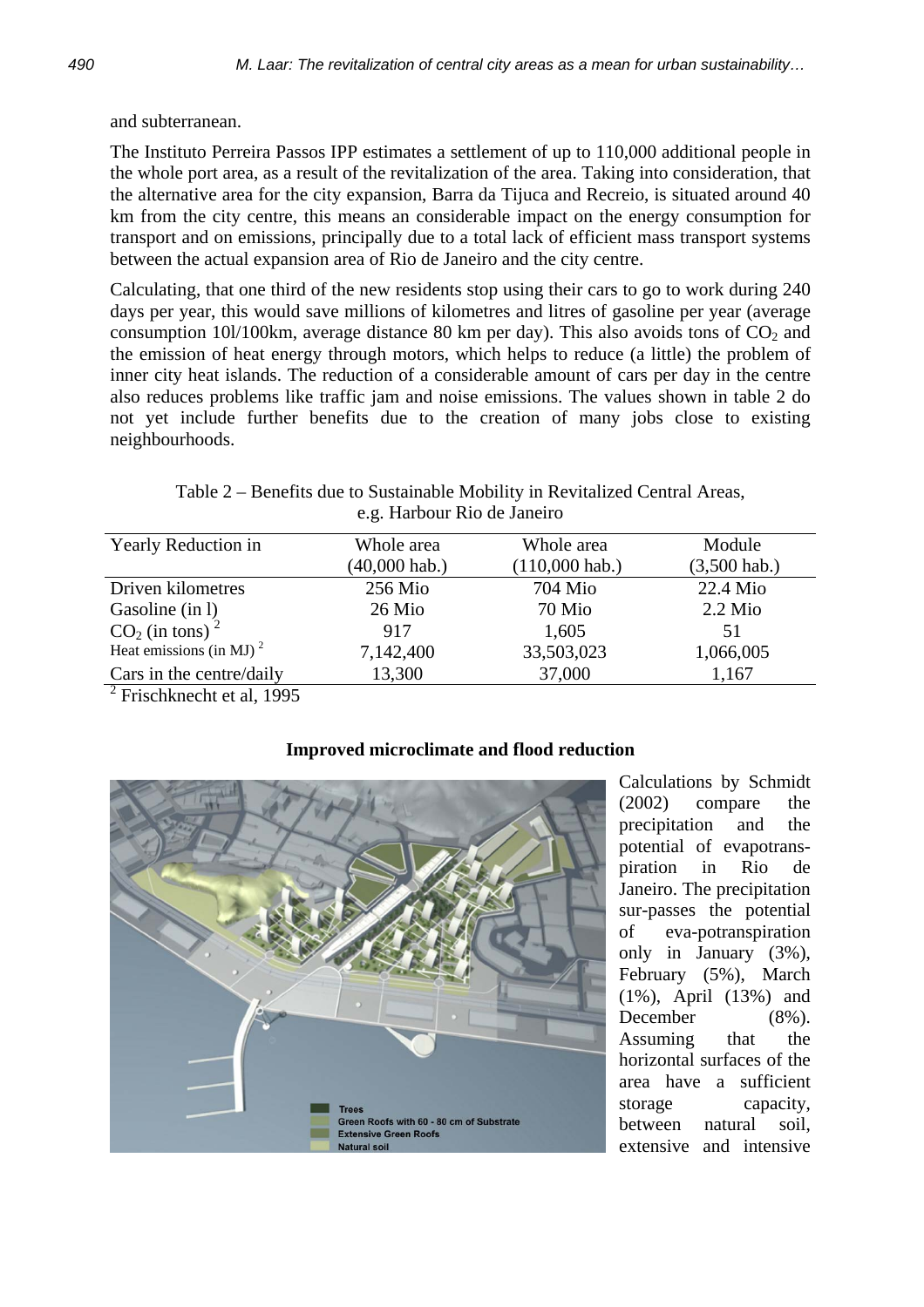and subterranean.

The Instituto Perreira Passos IPP estimates a settlement of up to 110,000 additional people in the whole port area, as a result of the revitalization of the area. Taking into consideration, that the alternative area for the city expansion, Barra da Tijuca and Recreio, is situated around 40 km from the city centre, this means an considerable impact on the energy consumption for transport and on emissions, principally due to a total lack of efficient mass transport systems between the actual expansion area of Rio de Janeiro and the city centre.

Calculating, that one third of the new residents stop using their cars to go to work during 240 days per year, this would save millions of kilometres and litres of gasoline per year (average consumption 10l/100km, average distance 80 km per day). This also avoids tons of $CO_2$ and the emission of heat energy through motors, which helps to reduce (a little) the problem of inner city heat islands. The reduction of a considerable amount of cars per day in the centre also reduces problems like traffic jam and noise emissions. The values shown in table 2 do not yet include further benefits due to the creation of many jobs close to existing neighbourhoods.

Table 2 – Benefits due to Sustainable Mobility in Revitalized Central Areas, e.g. Harbour Rio de Janeiro

| Yearly Reduction in | Whole area (40,000 hab.) | Whole area (110,000 hab.) | Module (3,500 hab.) |
|---|---|---|---|
| Driven kilometres | 256 Mio | 704 Mio | 22.4 Mio |
| Gasoline (in l) | 26 Mio | 70 Mio | 2.2 Mio |
| $CO_2$ (in tons) [2] | 917 | 1,605 | 51 |
| Heat emissions (in MJ) [2] | 7,142,400 | 33,503,023 | 1,066,005 |
| Cars in the centre/daily | 13,300 | 37,000 | 1,167 |

[2] Frischknecht et al, 1995

**Improved microclimate and flood reduction**

Calculations by Schmidt (2002) compare the precipitation and the potential of evapotranspiration in Rio de Janeiro. The precipitation sur-passes the potential of eva-potranspiration only in January (3%), February (5%), March (1%), April (13%) and December (8%). Assuming that the horizontal surfaces of the area have a sufficient storage capacity, between natural soil, extensive and intensive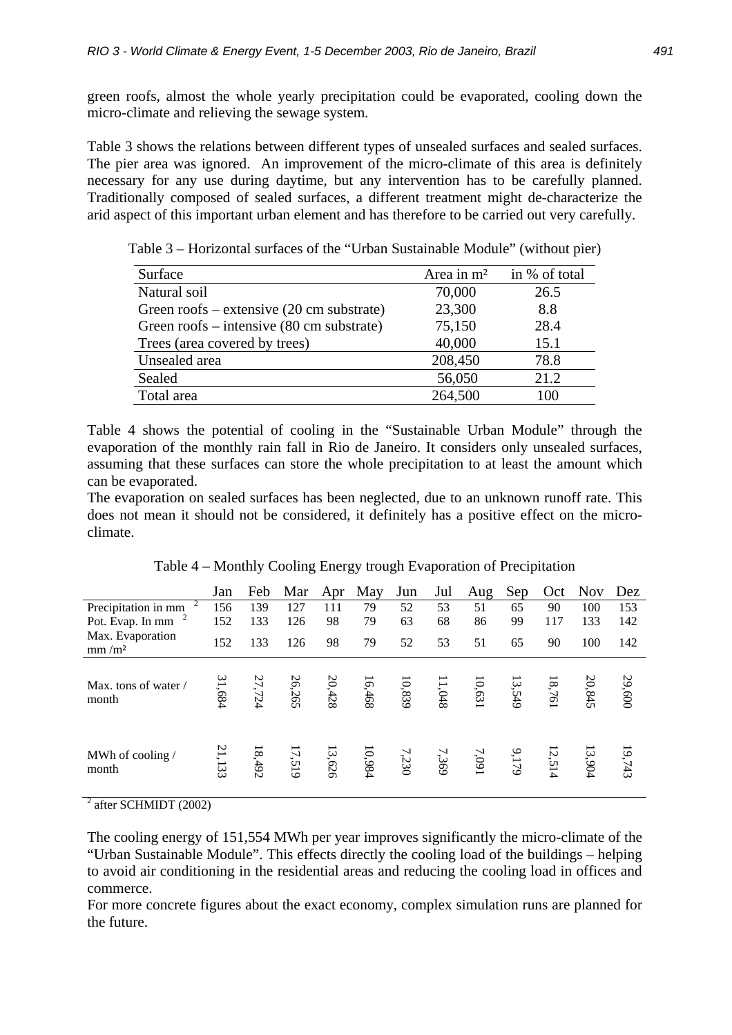green roofs, almost the whole yearly precipitation could be evaporated, cooling down the micro-climate and relieving the sewage system.

Table 3 shows the relations between different types of unsealed surfaces and sealed surfaces. The pier area was ignored. An improvement of the micro-climate of this area is definitely necessary for any use during daytime, but any intervention has to be carefully planned. Traditionally composed of sealed surfaces, a different treatment might de-characterize the arid aspect of this important urban element and has therefore to be carried out very carefully.

Table 3 – Horizontal surfaces of the "Urban Sustainable Module" (without pier)

| Surface | Area in m² | in % of total |
|---|---|---|
| Natural soil | 70,000 | 26.5 |
| Green roofs – extensive (20 cm substrate) | 23,300 | 8.8 |
| Green roofs – intensive (80 cm substrate) | 75,150 | 28.4 |
| Trees (area covered by trees) | 40,000 | 15.1 |
| Unsealed area | 208,450 | 78.8 |
| Sealed | 56,050 | 21.2 |
| Total area | 264,500 | 100 |

Table 4 shows the potential of cooling in the "Sustainable Urban Module" through the evaporation of the monthly rain fall in Rio de Janeiro. It considers only unsealed surfaces, assuming that these surfaces can store the whole precipitation to at least the amount which can be evaporated.

The evaporation on sealed surfaces has been neglected, due to an unknown runoff rate. This does not mean it should not be considered, it definitely has a positive effect on the micro-climate.

Table 4 – Monthly Cooling Energy trough Evaporation of Precipitation

| | Jan | Feb | Mar | Apr | May | Jun | Jul | Aug | Sep | Oct | Nov | Dez |
|---|---|---|---|---|---|---|---|---|---|---|---|---|
| Precipitation in mm [2] | 156 | 139 | 127 | 111 | 79 | 52 | 53 | 51 | 65 | 90 | 100 | 153 |
| Pot. Evap. In mm [2] | 152 | 133 | 126 | 98 | 79 | 63 | 68 | 86 | 99 | 117 | 133 | 142 |
| Max. Evaporation mm /m² | 152 | 133 | 126 | 98 | 79 | 52 | 53 | 51 | 65 | 90 | 100 | 142 |
| Max. tons of water / month | 31,684 | 27,724 | 26,265 | 20,428 | 16,468 | 10,839 | 11,048 | 10,631 | 13,549 | 18,761 | 20,845 | 29,600 |
| MWh of cooling / month | 21,133 | 18,492 | 17,519 | 13,626 | 10,984 | 7,230 | 7,369 | 7,091 | 9,179 | 12,514 | 13,904 | 19,743 |

[2] after SCHMIDT (2002)

The cooling energy of 151,554 MWh per year improves significantly the micro-climate of the "Urban Sustainable Module". This effects directly the cooling load of the buildings – helping to avoid air conditioning in the residential areas and reducing the cooling load in offices and commerce.

For more concrete figures about the exact economy, complex simulation runs are planned for the future.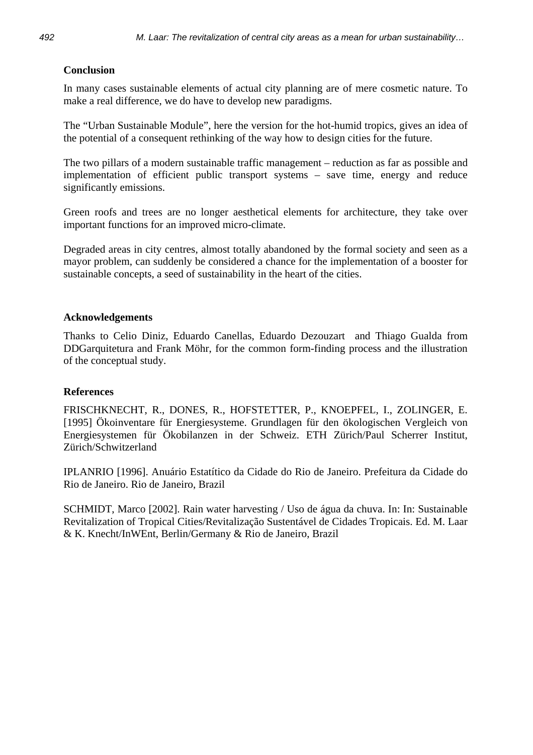## Conclusion

In many cases sustainable elements of actual city planning are of mere cosmetic nature. To make a real difference, we do have to develop new paradigms.

The “Urban Sustainable Module”, here the version for the hot-humid tropics, gives an idea of the potential of a consequent rethinking of the way how to design cities for the future.

The two pillars of a modern sustainable traffic management – reduction as far as possible and implementation of efficient public transport systems – save time, energy and reduce significantly emissions.

Green roofs and trees are no longer aesthetical elements for architecture, they take over important functions for an improved micro-climate.

Degraded areas in city centres, almost totally abandoned by the formal society and seen as a mayor problem, can suddenly be considered a chance for the implementation of a booster for sustainable concepts, a seed of sustainability in the heart of the cities.

## Acknowledgements

Thanks to Celio Diniz, Eduardo Canellas, Eduardo Dezouzart and Thiago Gualda from DDGarquitetura and Frank Möhr, for the common form-finding process and the illustration of the conceptual study.

## References

FRISCHKNECHT, R., DONES, R., HOFSTETTER, P., KNOEPFEL, I., ZOLINGER, E. [1995] Ökoinventare für Energiesysteme. Grundlagen für den ökologischen Vergleich von Energiesystemen für Ökobilanzen in der Schweiz. ETH Zürich/Paul Scherrer Institut, Zürich/Schwitzerland

IPLANRIO [1996]. Anuário Estatítico da Cidade do Rio de Janeiro. Prefeitura da Cidade do Rio de Janeiro. Rio de Janeiro, Brazil

SCHMIDT, Marco [2002]. Rain water harvesting / Uso de água da chuva. In: In: Sustainable Revitalization of Tropical Cities/Revitalização Sustentável de Cidades Tropicais. Ed. M. Laar & K. Knecht/InWEnt, Berlin/Germany & Rio de Janeiro, Brazil